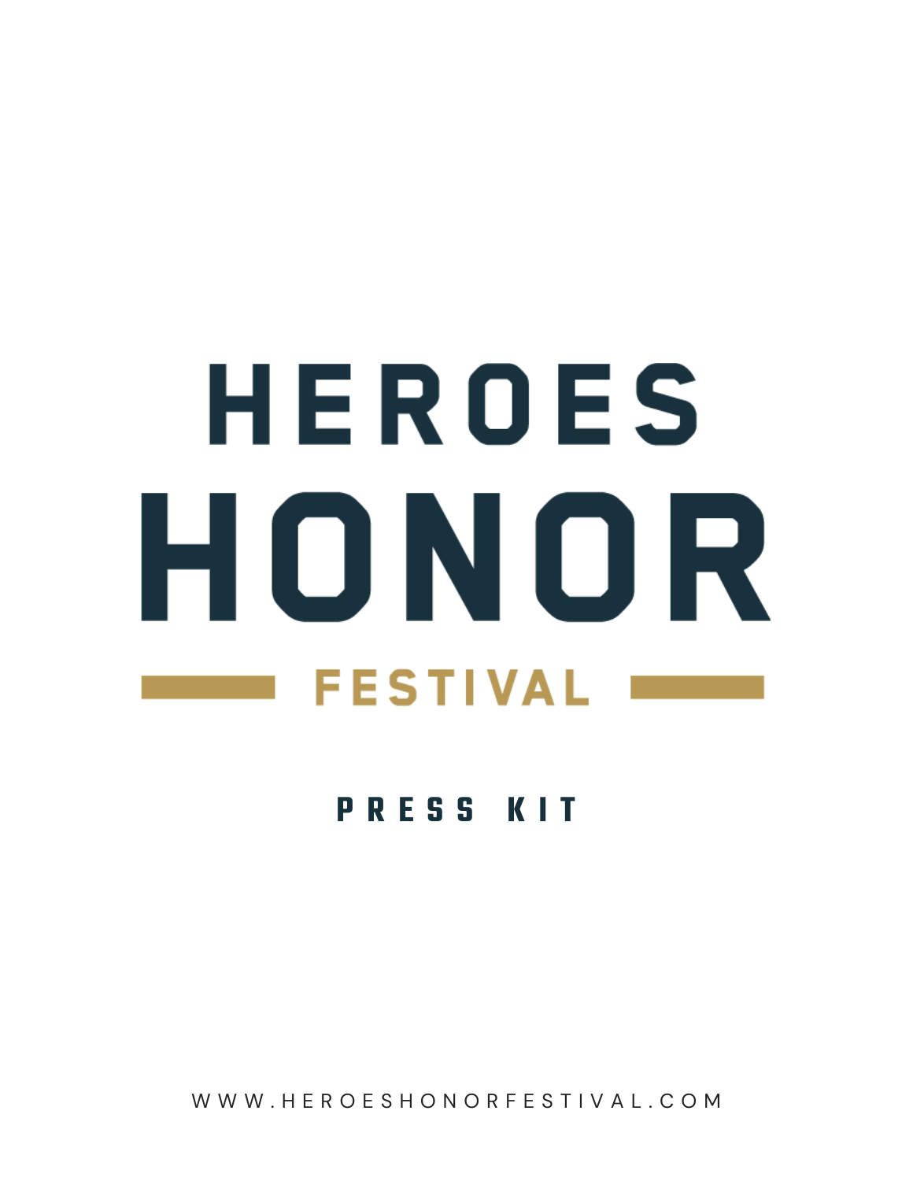# HEROES HONOR

## FESTIVAL

### PRESS KIT

WWW.HEROESHONORFESTIVAL.COM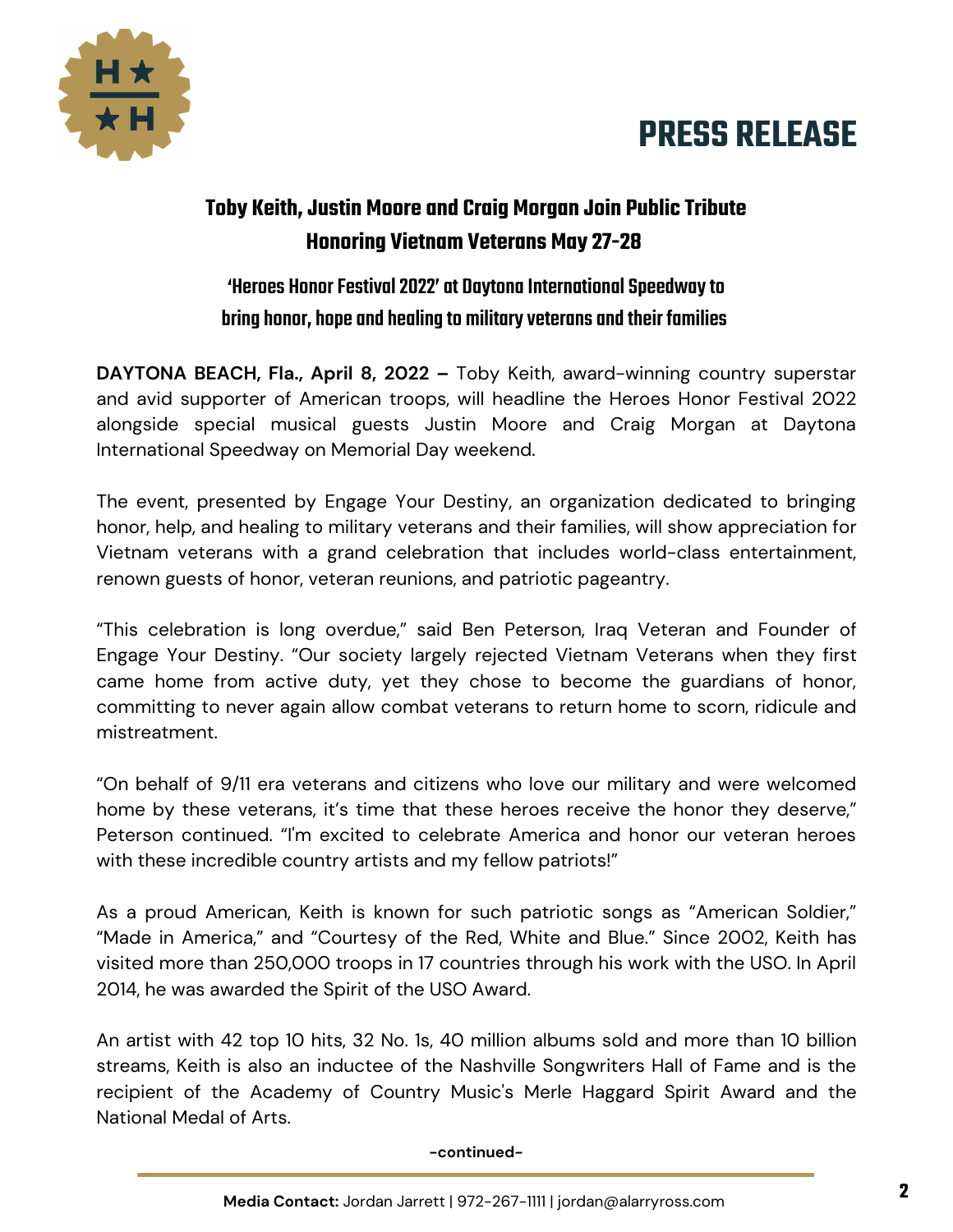# PRESS RELEASE

## Toby Keith, Justin Moore and Craig Morgan Join Public Tribute Honoring Vietnam Veterans May 27-28

### 'Heroes Honor Festival 2022' at Daytona International Speedway to bring honor, hope and healing to military veterans and their families

**DAYTONA BEACH, Fla., April 8, 2022 –** Toby Keith, award-winning country superstar and avid supporter of American troops, will headline the Heroes Honor Festival 2022 alongside special musical guests Justin Moore and Craig Morgan at Daytona International Speedway on Memorial Day weekend.

The event, presented by Engage Your Destiny, an organization dedicated to bringing honor, help, and healing to military veterans and their families, will show appreciation for Vietnam veterans with a grand celebration that includes world-class entertainment, renown guests of honor, veteran reunions, and patriotic pageantry.

"This celebration is long overdue," said Ben Peterson, Iraq Veteran and Founder of Engage Your Destiny. "Our society largely rejected Vietnam Veterans when they first came home from active duty, yet they chose to become the guardians of honor, committing to never again allow combat veterans to return home to scorn, ridicule and mistreatment.

"On behalf of 9/11 era veterans and citizens who love our military and were welcomed home by these veterans, it's time that these heroes receive the honor they deserve," Peterson continued. "I'm excited to celebrate America and honor our veteran heroes with these incredible country artists and my fellow patriots!"

As a proud American, Keith is known for such patriotic songs as "American Soldier," "Made in America," and "Courtesy of the Red, White and Blue." Since 2002, Keith has visited more than 250,000 troops in 17 countries through his work with the USO. In April 2014, he was awarded the Spirit of the USO Award.

An artist with 42 top 10 hits, 32 No. 1s, 40 million albums sold and more than 10 billion streams, Keith is also an inductee of the Nashville Songwriters Hall of Fame and is the recipient of the Academy of Country Music's Merle Haggard Spirit Award and the National Medal of Arts.

-continued-

**Media Contact:** Jordan Jarrett | 972-267-1111 | jordan@alarryross.com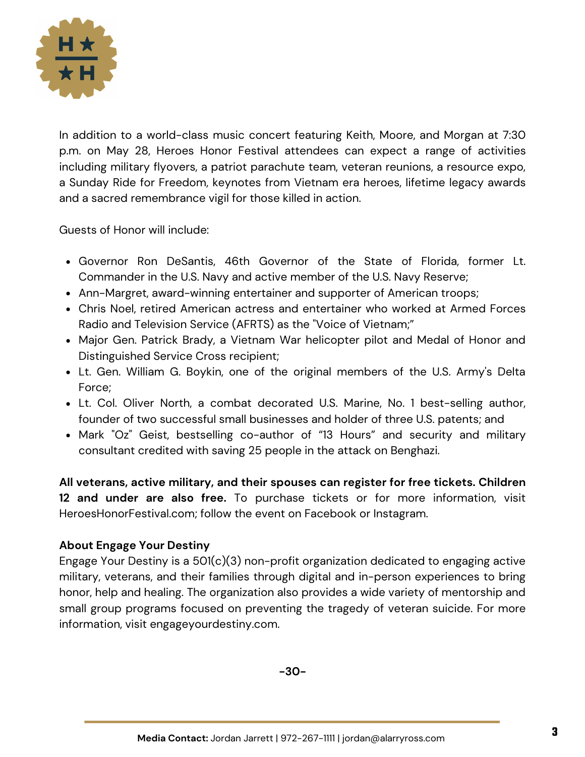In addition to a world-class music concert featuring Keith, Moore, and Morgan at 7:30 p.m. on May 28, Heroes Honor Festival attendees can expect a range of activities including military flyovers, a patriot parachute team, veteran reunions, a resource expo, a Sunday Ride for Freedom, keynotes from Vietnam era heroes, lifetime legacy awards and a sacred remembrance vigil for those killed in action.

Guests of Honor will include:

- Governor Ron DeSantis, 46th Governor of the State of Florida, former Lt. Commander in the U.S. Navy and active member of the U.S. Navy Reserve;
- Ann-Margret, award-winning entertainer and supporter of American troops;
- Chris Noel, retired American actress and entertainer who worked at Armed Forces Radio and Television Service (AFRTS) as the "Voice of Vietnam;"
- Major Gen. Patrick Brady, a Vietnam War helicopter pilot and Medal of Honor and Distinguished Service Cross recipient;
- Lt. Gen. William G. Boykin, one of the original members of the U.S. Army's Delta Force;
- Lt. Col. Oliver North, a combat decorated U.S. Marine, No. 1 best-selling author, founder of two successful small businesses and holder of three U.S. patents; and
- Mark "Oz" Geist, bestselling co-author of "13 Hours" and security and military consultant credited with saving 25 people in the attack on Benghazi.

**All veterans, active military, and their spouses can register for free tickets. Children 12 and under are also free.** To purchase tickets or for more information, visit HeroesHonorFestival.com; follow the event on Facebook or Instagram.

**About Engage Your Destiny**
Engage Your Destiny is a 501(c)(3) non-profit organization dedicated to engaging active military, veterans, and their families through digital and in-person experiences to bring honor, help and healing. The organization also provides a wide variety of mentorship and small group programs focused on preventing the tragedy of veteran suicide. For more information, visit engageyourdestiny.com.

**-30-**

**Media Contact:** Jordan Jarrett | 972-267-1111 | jordan@alarryross.com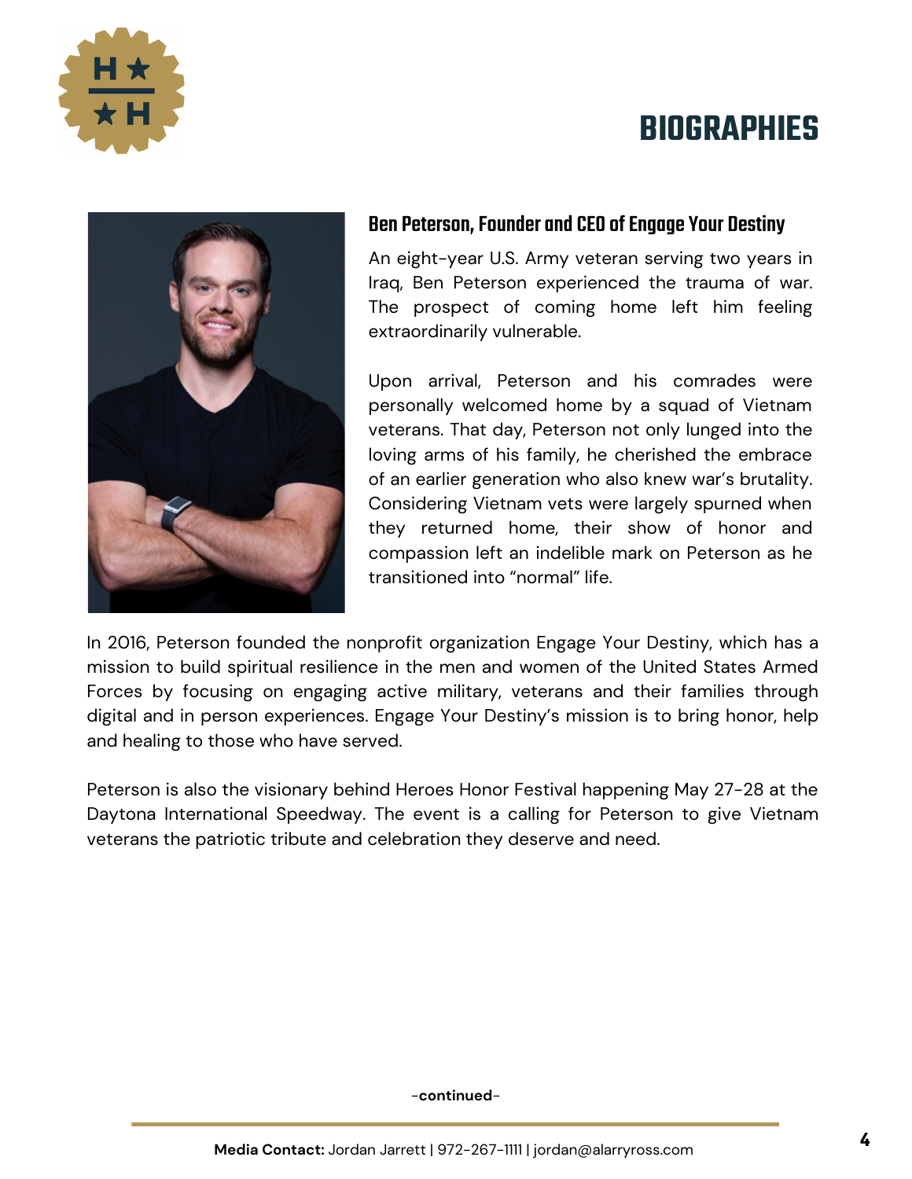# BIOGRAPHIES

### Ben Peterson, Founder and CEO of Engage Your Destiny

An eight-year U.S. Army veteran serving two years in Iraq, Ben Peterson experienced the trauma of war. The prospect of coming home left him feeling extraordinarily vulnerable.

Upon arrival, Peterson and his comrades were personally welcomed home by a squad of Vietnam veterans. That day, Peterson not only lunged into the loving arms of his family, he cherished the embrace of an earlier generation who also knew war's brutality. Considering Vietnam vets were largely spurned when they returned home, their show of honor and compassion left an indelible mark on Peterson as he transitioned into "normal" life.

In 2016, Peterson founded the nonprofit organization Engage Your Destiny, which has a mission to build spiritual resilience in the men and women of the United States Armed Forces by focusing on engaging active military, veterans and their families through digital and in person experiences. Engage Your Destiny's mission is to bring honor, help and healing to those who have served.

Peterson is also the visionary behind Heroes Honor Festival happening May 27-28 at the Daytona International Speedway. The event is a calling for Peterson to give Vietnam veterans the patriotic tribute and celebration they deserve and need.

-**continued**-

**Media Contact:** Jordan Jarrett | 972-267-1111 | jordan@alarryross.com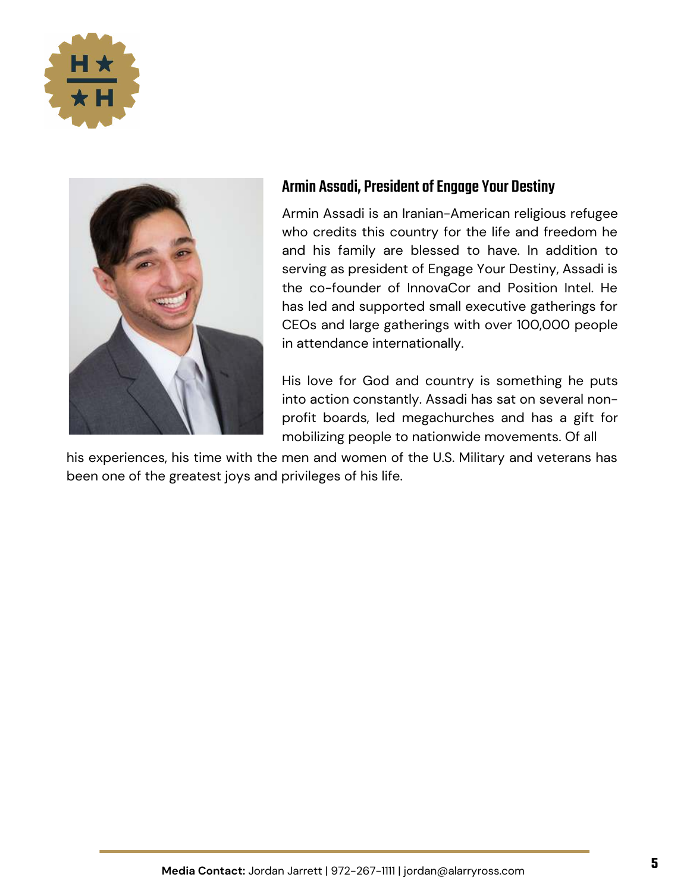### Armin Assadi, President of Engage Your Destiny

Armin Assadi is an Iranian-American religious refugee who credits this country for the life and freedom he and his family are blessed to have. In addition to serving as president of Engage Your Destiny, Assadi is the co-founder of InnovaCor and Position Intel. He has led and supported small executive gatherings for CEOs and large gatherings with over 100,000 people in attendance internationally.

His love for God and country is something he puts into action constantly. Assadi has sat on several non-profit boards, led megachurches and has a gift for mobilizing people to nationwide movements. Of all his experiences, his time with the men and women of the U.S. Military and veterans has been one of the greatest joys and privileges of his life.

**Media Contact:** Jordan Jarrett | 972-267-1111 | jordan@alarryross.com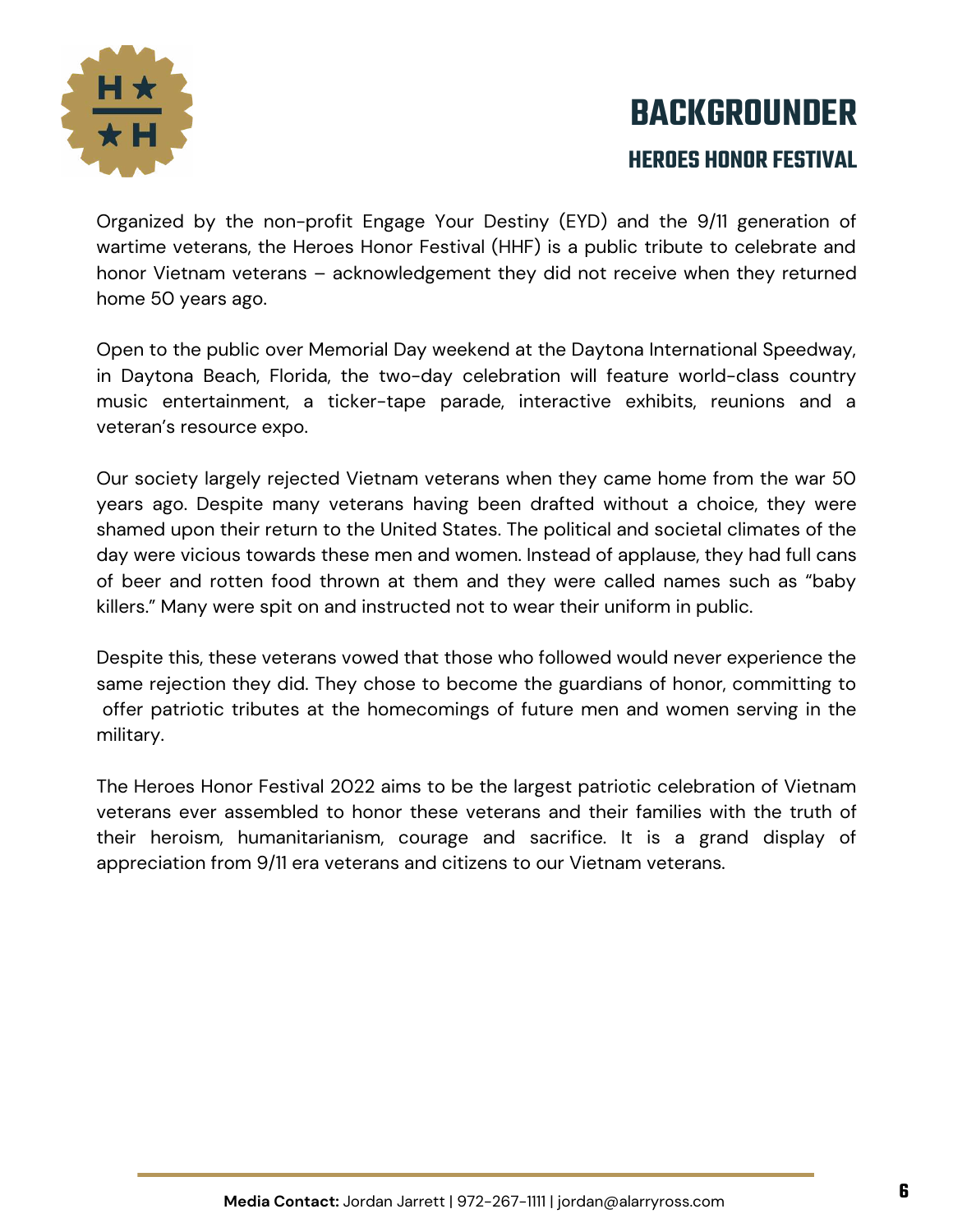# BACKGROUNDER

## HEROES HONOR FESTIVAL

Organized by the non-profit Engage Your Destiny (EYD) and the 9/11 generation of wartime veterans, the Heroes Honor Festival (HHF) is a public tribute to celebrate and honor Vietnam veterans – acknowledgement they did not receive when they returned home 50 years ago.

Open to the public over Memorial Day weekend at the Daytona International Speedway, in Daytona Beach, Florida, the two-day celebration will feature world-class country music entertainment, a ticker-tape parade, interactive exhibits, reunions and a veteran's resource expo.

Our society largely rejected Vietnam veterans when they came home from the war 50 years ago. Despite many veterans having been drafted without a choice, they were shamed upon their return to the United States. The political and societal climates of the day were vicious towards these men and women. Instead of applause, they had full cans of beer and rotten food thrown at them and they were called names such as "baby killers." Many were spit on and instructed not to wear their uniform in public.

Despite this, these veterans vowed that those who followed would never experience the same rejection they did. They chose to become the guardians of honor, committing to offer patriotic tributes at the homecomings of future men and women serving in the military.

The Heroes Honor Festival 2022 aims to be the largest patriotic celebration of Vietnam veterans ever assembled to honor these veterans and their families with the truth of their heroism, humanitarianism, courage and sacrifice. It is a grand display of appreciation from 9/11 era veterans and citizens to our Vietnam veterans.

**Media Contact:** Jordan Jarrett | 972-267-1111 | jordan@alarryross.com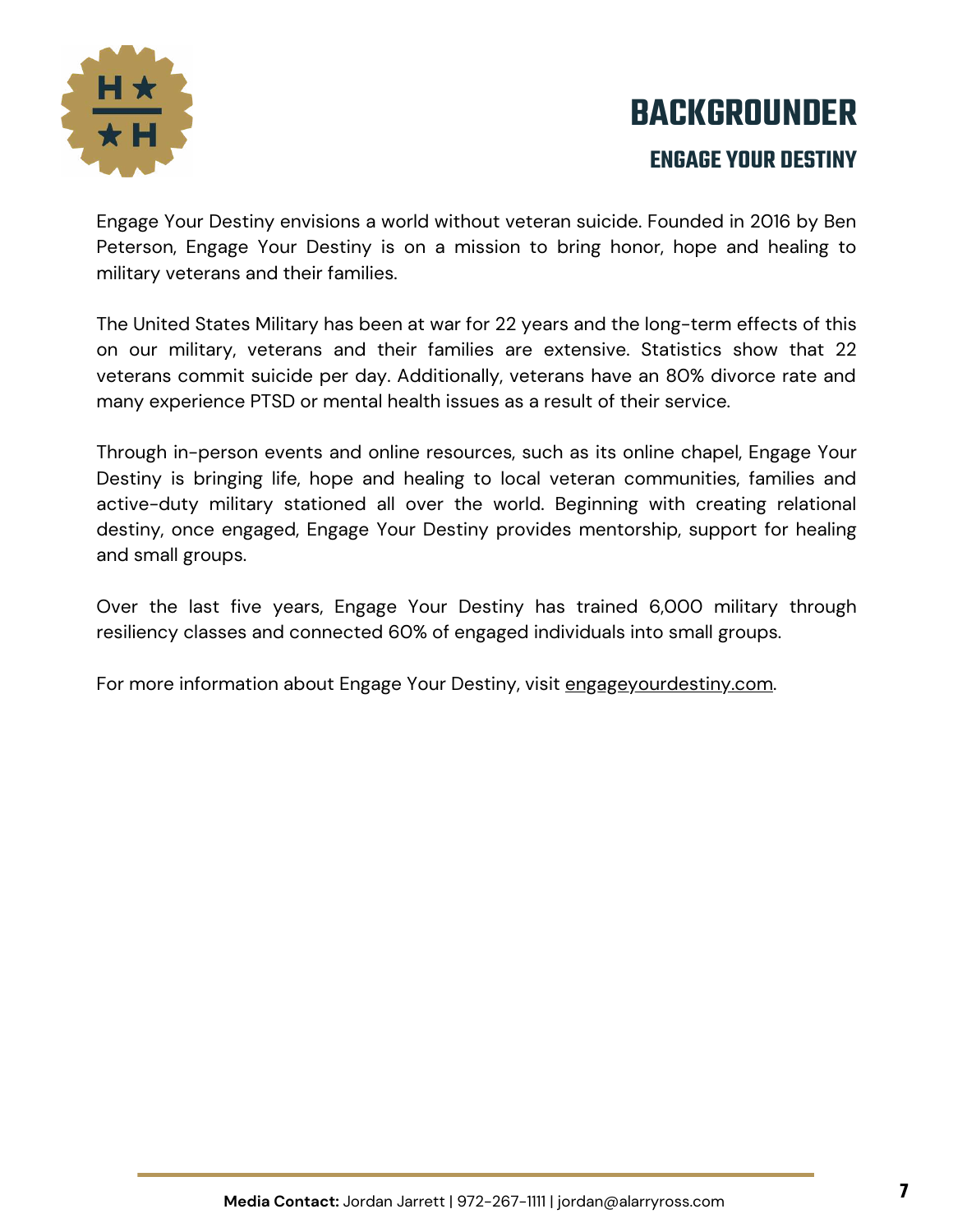# BACKGROUNDER

## ENGAGE YOUR DESTINY

Engage Your Destiny envisions a world without veteran suicide. Founded in 2016 by Ben Peterson, Engage Your Destiny is on a mission to bring honor, hope and healing to military veterans and their families.

The United States Military has been at war for 22 years and the long-term effects of this on our military, veterans and their families are extensive. Statistics show that 22 veterans commit suicide per day. Additionally, veterans have an 80% divorce rate and many experience PTSD or mental health issues as a result of their service.

Through in-person events and online resources, such as its online chapel, Engage Your Destiny is bringing life, hope and healing to local veteran communities, families and active-duty military stationed all over the world. Beginning with creating relational destiny, once engaged, Engage Your Destiny provides mentorship, support for healing and small groups.

Over the last five years, Engage Your Destiny has trained 6,000 military through resiliency classes and connected 60% of engaged individuals into small groups.

For more information about Engage Your Destiny, visit engageyourdestiny.com.

**Media Contact:** Jordan Jarrett | 972-267-1111 | jordan@alarryross.com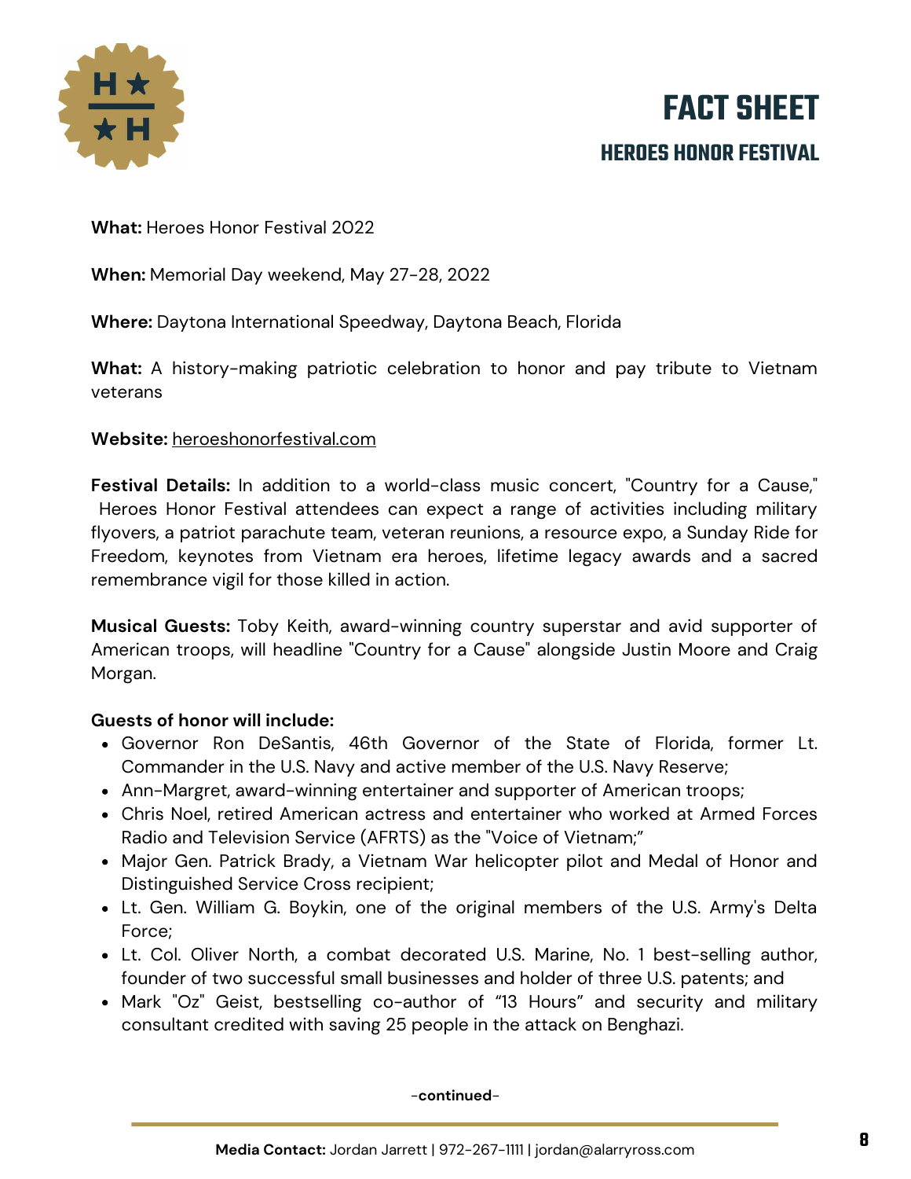# FACT SHEET

## HEROES HONOR FESTIVAL

**What:** Heroes Honor Festival 2022

**When:** Memorial Day weekend, May 27-28, 2022

**Where:** Daytona International Speedway, Daytona Beach, Florida

**What:** A history-making patriotic celebration to honor and pay tribute to Vietnam veterans

**Website:** heroeshonorfestival.com

**Festival Details:** In addition to a world-class music concert, "Country for a Cause," Heroes Honor Festival attendees can expect a range of activities including military flyovers, a patriot parachute team, veteran reunions, a resource expo, a Sunday Ride for Freedom, keynotes from Vietnam era heroes, lifetime legacy awards and a sacred remembrance vigil for those killed in action.

**Musical Guests:** Toby Keith, award-winning country superstar and avid supporter of American troops, will headline "Country for a Cause" alongside Justin Moore and Craig Morgan.

**Guests of honor will include:**

- Governor Ron DeSantis, 46th Governor of the State of Florida, former Lt. Commander in the U.S. Navy and active member of the U.S. Navy Reserve;
- Ann-Margret, award-winning entertainer and supporter of American troops;
- Chris Noel, retired American actress and entertainer who worked at Armed Forces Radio and Television Service (AFRTS) as the "Voice of Vietnam;"
- Major Gen. Patrick Brady, a Vietnam War helicopter pilot and Medal of Honor and Distinguished Service Cross recipient;
- Lt. Gen. William G. Boykin, one of the original members of the U.S. Army's Delta Force;
- Lt. Col. Oliver North, a combat decorated U.S. Marine, No. 1 best-selling author, founder of two successful small businesses and holder of three U.S. patents; and
- Mark "Oz" Geist, bestselling co-author of "13 Hours" and security and military consultant credited with saving 25 people in the attack on Benghazi.

-**continued**-

**Media Contact:** Jordan Jarrett | 972-267-1111 | jordan@alarryross.com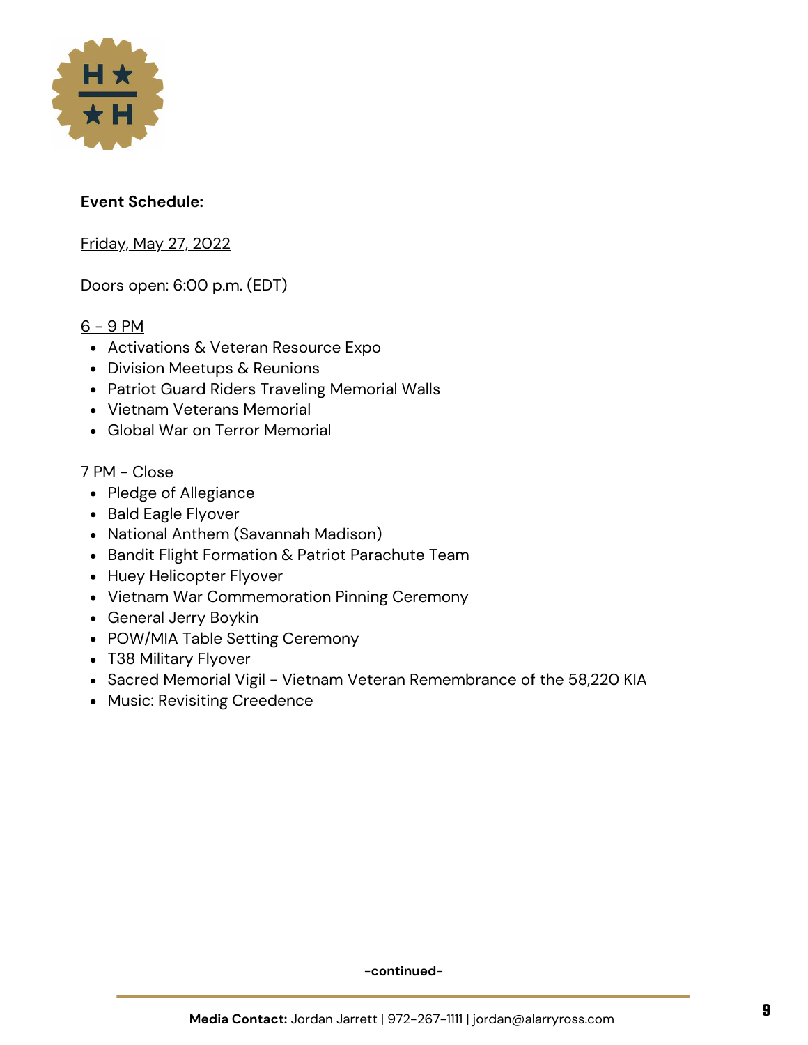**Event Schedule:**

Friday, May 27, 2022

Doors open: 6:00 p.m. (EDT)

6 - 9 PM

- Activations & Veteran Resource Expo
- Division Meetups & Reunions
- Patriot Guard Riders Traveling Memorial Walls
- Vietnam Veterans Memorial
- Global War on Terror Memorial

7 PM - Close

- Pledge of Allegiance
- Bald Eagle Flyover
- National Anthem (Savannah Madison)
- Bandit Flight Formation & Patriot Parachute Team
- Huey Helicopter Flyover
- Vietnam War Commemoration Pinning Ceremony
- General Jerry Boykin
- POW/MIA Table Setting Ceremony
- T38 Military Flyover
- Sacred Memorial Vigil - Vietnam Veteran Remembrance of the 58,220 KIA
- Music: Revisiting Creedence

-**continued**-

**Media Contact:** Jordan Jarrett | 972-267-1111 | jordan@alarryross.com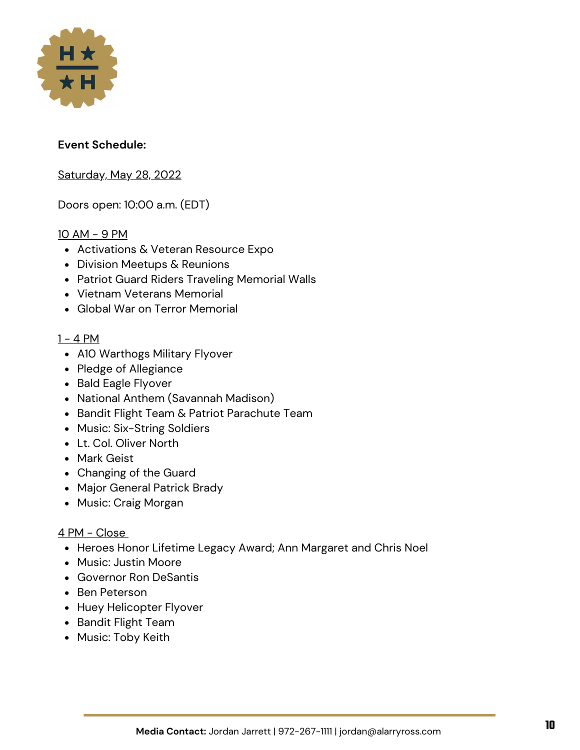**Event Schedule:**

Saturday, May 28, 2022

Doors open: 10:00 a.m. (EDT)

10 AM - 9 PM

- Activations & Veteran Resource Expo
- Division Meetups & Reunions
- Patriot Guard Riders Traveling Memorial Walls
- Vietnam Veterans Memorial
- Global War on Terror Memorial

1 - 4 PM

- A10 Warthogs Military Flyover
- Pledge of Allegiance
- Bald Eagle Flyover
- National Anthem (Savannah Madison)
- Bandit Flight Team & Patriot Parachute Team
- Music: Six-String Soldiers
- Lt. Col. Oliver North
- Mark Geist
- Changing of the Guard
- Major General Patrick Brady
- Music: Craig Morgan

4 PM - Close

- Heroes Honor Lifetime Legacy Award; Ann Margaret and Chris Noel
- Music: Justin Moore
- Governor Ron DeSantis
- Ben Peterson
- Huey Helicopter Flyover
- Bandit Flight Team
- Music: Toby Keith

**Media Contact:** Jordan Jarrett | 972-267-1111 | jordan@alarryross.com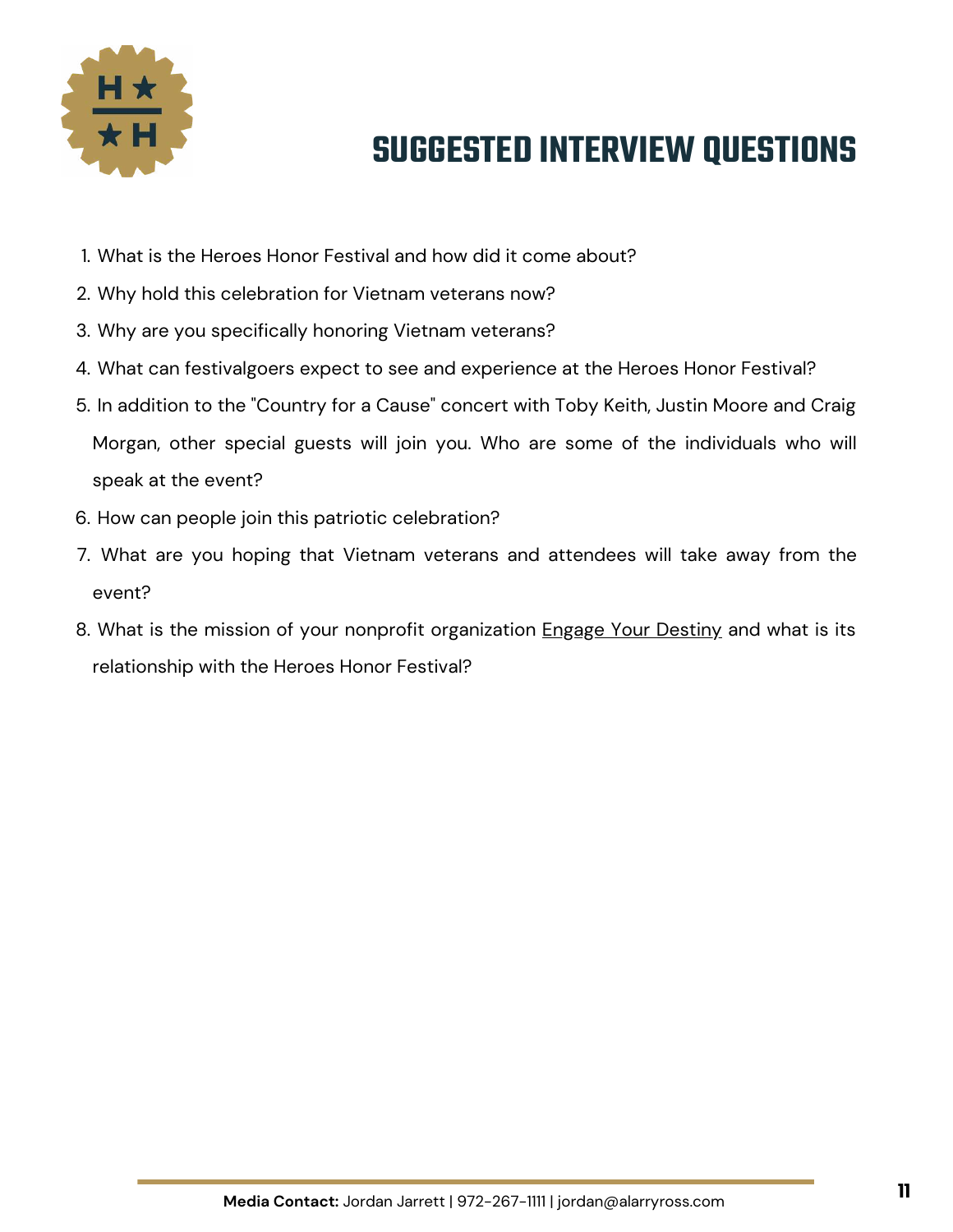# SUGGESTED INTERVIEW QUESTIONS

1. What is the Heroes Honor Festival and how did it come about?
2. Why hold this celebration for Vietnam veterans now?
3. Why are you specifically honoring Vietnam veterans?
4. What can festivalgoers expect to see and experience at the Heroes Honor Festival?
5. In addition to the "Country for a Cause" concert with Toby Keith, Justin Moore and Craig Morgan, other special guests will join you. Who are some of the individuals who will speak at the event?
6. How can people join this patriotic celebration?
7. What are you hoping that Vietnam veterans and attendees will take away from the event?
8. What is the mission of your nonprofit organization Engage Your Destiny and what is its relationship with the Heroes Honor Festival?

**Media Contact:** Jordan Jarrett | 972-267-1111 | jordan@alarryross.com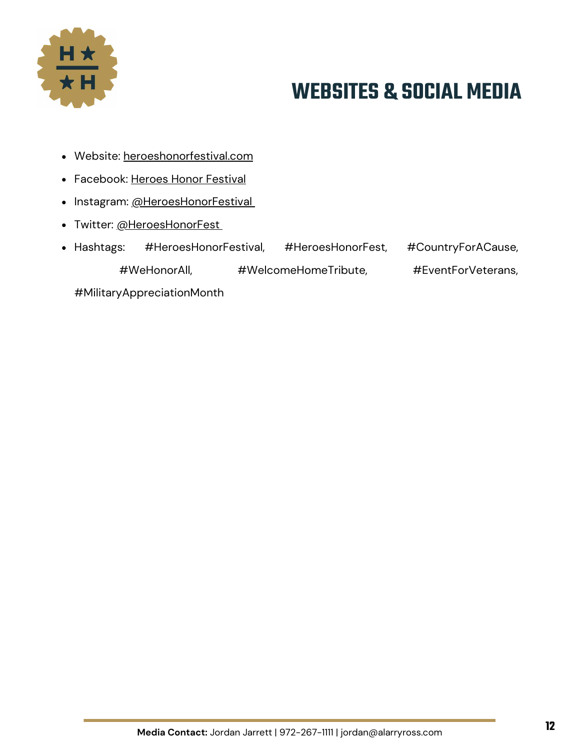# WEBSITES & SOCIAL MEDIA

- Website: heroeshonorfestival.com
- Facebook: Heroes Honor Festival
- Instagram: @HeroesHonorFestival
- Twitter: @HeroesHonorFest
- Hashtags: #HeroesHonorFestival, #HeroesHonorFest, #CountryForACause, #WeHonorAll, #WelcomeHomeTribute, #EventForVeterans, #MilitaryAppreciationMonth

**Media Contact:** Jordan Jarrett | 972-267-1111 | jordan@alarryross.com